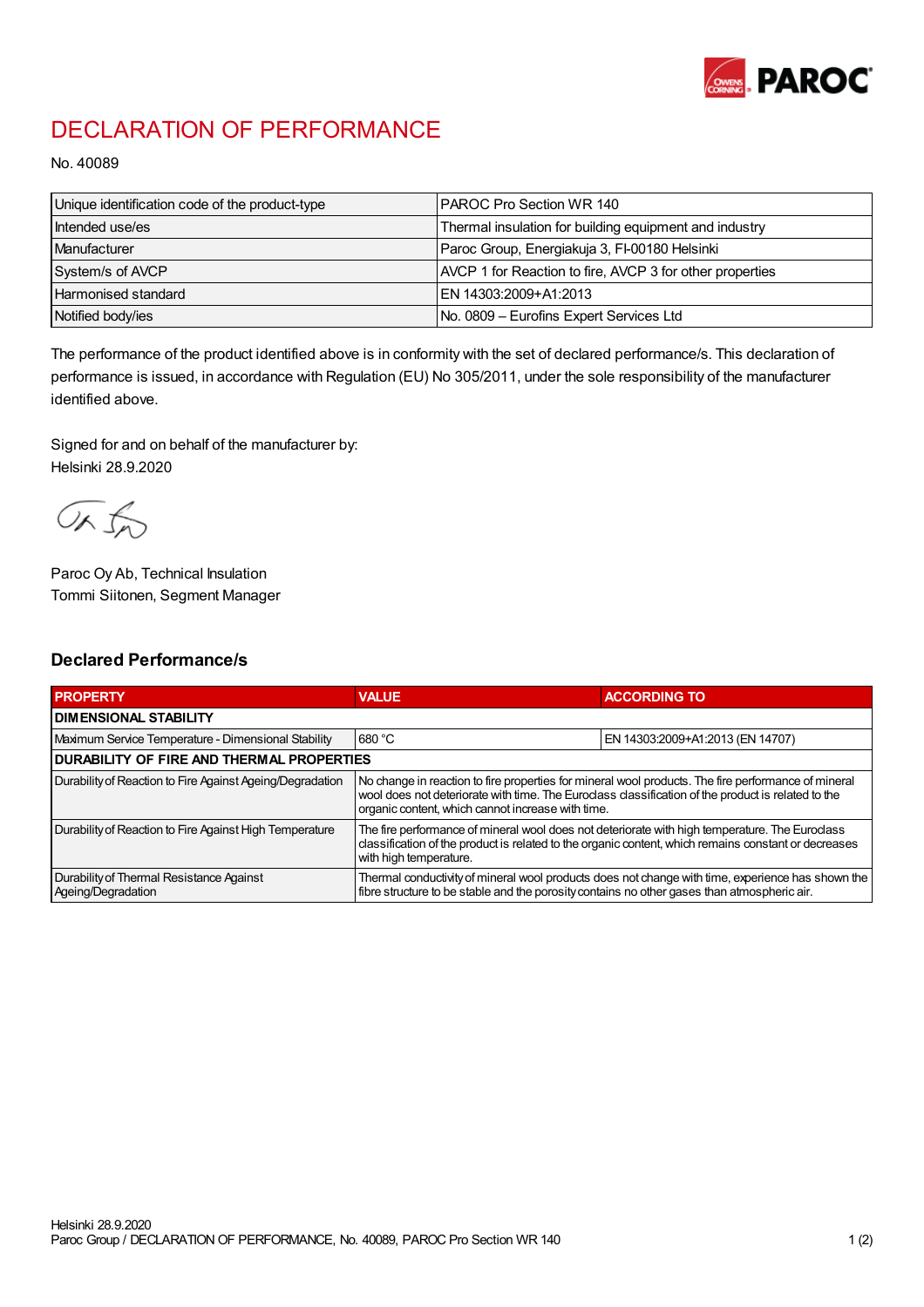# DECLARATION OF PERFORMANCE

No. 40089

| Unique identification code of the product-type | PAROC Pro Section WR 140 |
|---|---|
| Intended use/es | Thermal insulation for building equipment and industry |
| Manufacturer | Paroc Group, Energiakuja 3, FI-00180 Helsinki |
| System/s of AVCP | AVCP 1 for Reaction to fire, AVCP 3 for other properties |
| Harmonised standard | EN 14303:2009+A1:2013 |
| Notified body/ies | No. 0809 – Eurofins Expert Services Ltd |

The performance of the product identified above is in conformity with the set of declared performance/s. This declaration of performance is issued, in accordance with Regulation (EU) No 305/2011, under the sole responsibility of the manufacturer identified above.

Signed for and on behalf of the manufacturer by:
Helsinki 28.9.2020

Paroc Oy Ab, Technical Insulation
Tommi Siitonen, Segment Manager

## Declared Performance/s

| PROPERTY | VALUE | ACCORDING TO |
|---|---|---|
| **DIMENSIONAL STABILITY** | | |
| Maximum Service Temperature - Dimensional Stability | 680 °C | EN 14303:2009+A1:2013 (EN 14707) |
| **DURABILITY OF FIRE AND THERMAL PROPERTIES** | | |
| Durability of Reaction to Fire Against Ageing/Degradation | No change in reaction to fire properties for mineral wool products. The fire performance of mineral wool does not deteriorate with time. The Euroclass classification of the product is related to the organic content, which cannot increase with time. | |
| Durability of Reaction to Fire Against High Temperature | The fire performance of mineral wool does not deteriorate with high temperature. The Euroclass classification of the product is related to the organic content, which remains constant or decreases with high temperature. | |
| Durability of Thermal Resistance Against Ageing/Degradation | Thermal conductivity of mineral wool products does not change with time, experience has shown the fibre structure to be stable and the porosity contains no other gases than atmospheric air. | |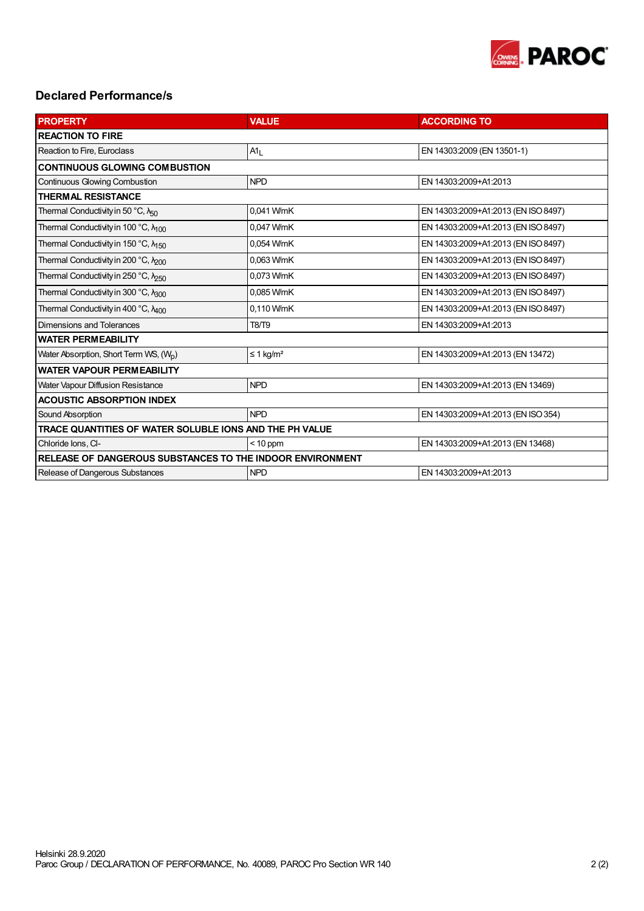## Declared Performance/s

| PROPERTY | VALUE | ACCORDING TO |
|---|---|---|
| **REACTION TO FIRE** | | |
| Reaction to Fire, Euroclass | $A1_L$ | EN 14303:2009 (EN 13501-1) |
| **CONTINUOUS GLOWING COMBUSTION** | | |
| Continuous Glowing Combustion | NPD | EN 14303:2009+A1:2013 |
| **THERMAL RESISTANCE** | | |
| Thermal Conductivity in 50 °C, $\lambda_{50}$ | 0,041 W/mK | EN 14303:2009+A1:2013 (EN ISO 8497) |
| Thermal Conductivity in 100 °C, $\lambda_{100}$ | 0,047 W/mK | EN 14303:2009+A1:2013 (EN ISO 8497) |
| Thermal Conductivity in 150 °C, $\lambda_{150}$ | 0,054 W/mK | EN 14303:2009+A1:2013 (EN ISO 8497) |
| Thermal Conductivity in 200 °C, $\lambda_{200}$ | 0,063 W/mK | EN 14303:2009+A1:2013 (EN ISO 8497) |
| Thermal Conductivity in 250 °C, $\lambda_{250}$ | 0,073 W/mK | EN 14303:2009+A1:2013 (EN ISO 8497) |
| Thermal Conductivity in 300 °C, $\lambda_{300}$ | 0,085 W/mK | EN 14303:2009+A1:2013 (EN ISO 8497) |
| Thermal Conductivity in 400 °C, $\lambda_{400}$ | 0,110 W/mK | EN 14303:2009+A1:2013 (EN ISO 8497) |
| Dimensions and Tolerances | T8/T9 | EN 14303:2009+A1:2013 |
| **WATER PERMEABILITY** | | |
| Water Absorption, Short Term WS, ($W_p$) | ≤ 1 kg/m² | EN 14303:2009+A1:2013 (EN 13472) |
| **WATER VAPOUR PERMEABILITY** | | |
| Water Vapour Diffusion Resistance | NPD | EN 14303:2009+A1:2013 (EN 13469) |
| **ACOUSTIC ABSORPTION INDEX** | | |
| Sound Absorption | NPD | EN 14303:2009+A1:2013 (EN ISO 354) |
| **TRACE QUANTITIES OF WATER SOLUBLE IONS AND THE PH VALUE** | | |
| Chloride Ions, Cl- | < 10 ppm | EN 14303:2009+A1:2013 (EN 13468) |
| **RELEASE OF DANGEROUS SUBSTANCES TO THE INDOOR ENVIRONMENT** | | |
| Release of Dangerous Substances | NPD | EN 14303:2009+A1:2013 |

Helsinki 28.9.2020
Paroc Group / DECLARATION OF PERFORMANCE, No. 40089, PAROC Pro Section WR 140